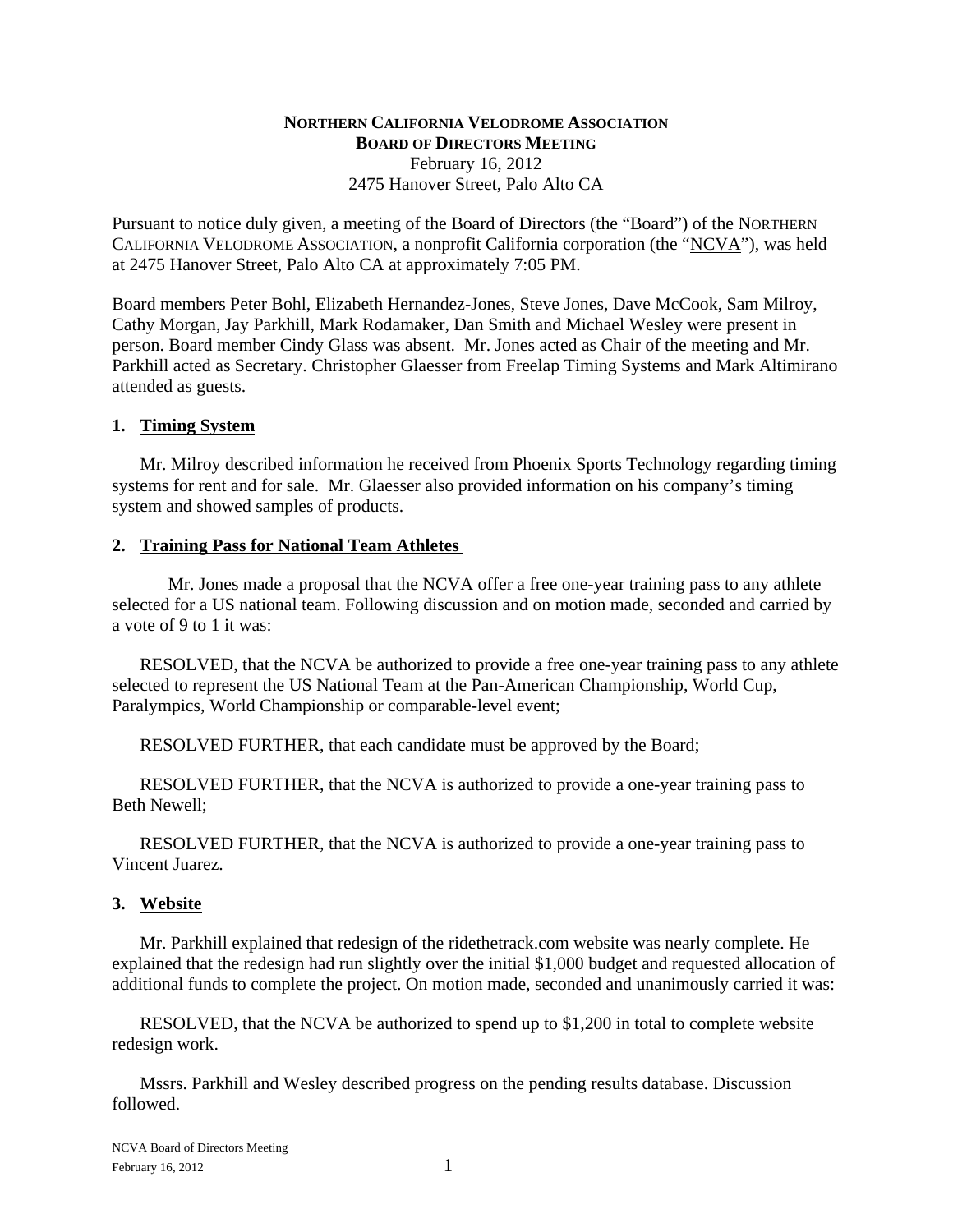**NORTHERN CALIFORNIA VELODROME ASSOCIATION**
**BOARD OF DIRECTORS MEETING**
February 16, 2012
2475 Hanover Street, Palo Alto CA

Pursuant to notice duly given, a meeting of the Board of Directors (the "Board") of the NORTHERN CALIFORNIA VELODROME ASSOCIATION, a nonprofit California corporation (the "NCVA"), was held at 2475 Hanover Street, Palo Alto CA at approximately 7:05 PM.

Board members Peter Bohl, Elizabeth Hernandez-Jones, Steve Jones, Dave McCook, Sam Milroy, Cathy Morgan, Jay Parkhill, Mark Rodamaker, Dan Smith and Michael Wesley were present in person. Board member Cindy Glass was absent. Mr. Jones acted as Chair of the meeting and Mr. Parkhill acted as Secretary. Christopher Glaesser from Freelap Timing Systems and Mark Altimirano attended as guests.

## 1. Timing System

Mr. Milroy described information he received from Phoenix Sports Technology regarding timing systems for rent and for sale. Mr. Glaesser also provided information on his company's timing system and showed samples of products.

## 2. Training Pass for National Team Athletes

Mr. Jones made a proposal that the NCVA offer a free one-year training pass to any athlete selected for a US national team. Following discussion and on motion made, seconded and carried by a vote of 9 to 1 it was:

RESOLVED, that the NCVA be authorized to provide a free one-year training pass to any athlete selected to represent the US National Team at the Pan-American Championship, World Cup, Paralympics, World Championship or comparable-level event;

RESOLVED FURTHER, that each candidate must be approved by the Board;

RESOLVED FURTHER, that the NCVA is authorized to provide a one-year training pass to Beth Newell;

RESOLVED FURTHER, that the NCVA is authorized to provide a one-year training pass to Vincent Juarez.

## 3. Website

Mr. Parkhill explained that redesign of the ridethetrack.com website was nearly complete. He explained that the redesign had run slightly over the initial $1,000 budget and requested allocation of additional funds to complete the project. On motion made, seconded and unanimously carried it was:

RESOLVED, that the NCVA be authorized to spend up to $1,200 in total to complete website redesign work.

Mssrs. Parkhill and Wesley described progress on the pending results database. Discussion followed.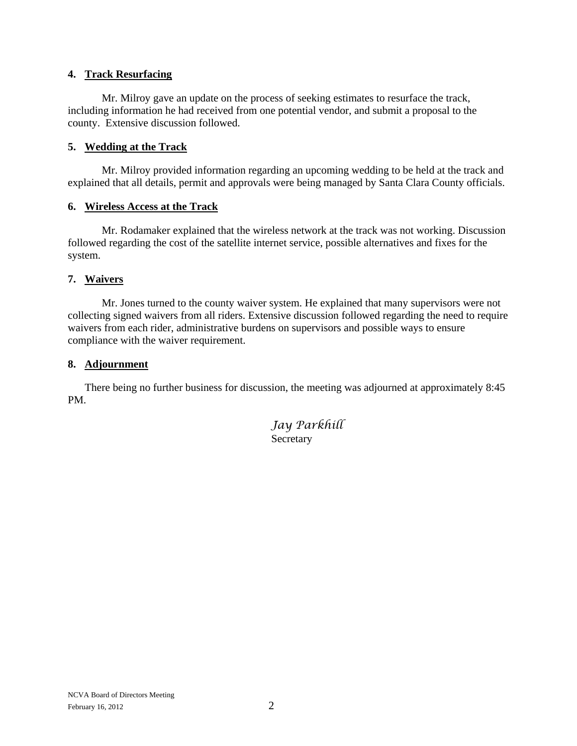**4. Track Resurfacing**

Mr. Milroy gave an update on the process of seeking estimates to resurface the track, including information he had received from one potential vendor, and submit a proposal to the county. Extensive discussion followed.

**5. Wedding at the Track**

Mr. Milroy provided information regarding an upcoming wedding to be held at the track and explained that all details, permit and approvals were being managed by Santa Clara County officials.

**6. Wireless Access at the Track**

Mr. Rodamaker explained that the wireless network at the track was not working. Discussion followed regarding the cost of the satellite internet service, possible alternatives and fixes for the system.

**7. Waivers**

Mr. Jones turned to the county waiver system. He explained that many supervisors were not collecting signed waivers from all riders. Extensive discussion followed regarding the need to require waivers from each rider, administrative burdens on supervisors and possible ways to ensure compliance with the waiver requirement.

**8. Adjournment**

There being no further business for discussion, the meeting was adjourned at approximately 8:45 PM.

*Jay Parkhill*
Secretary